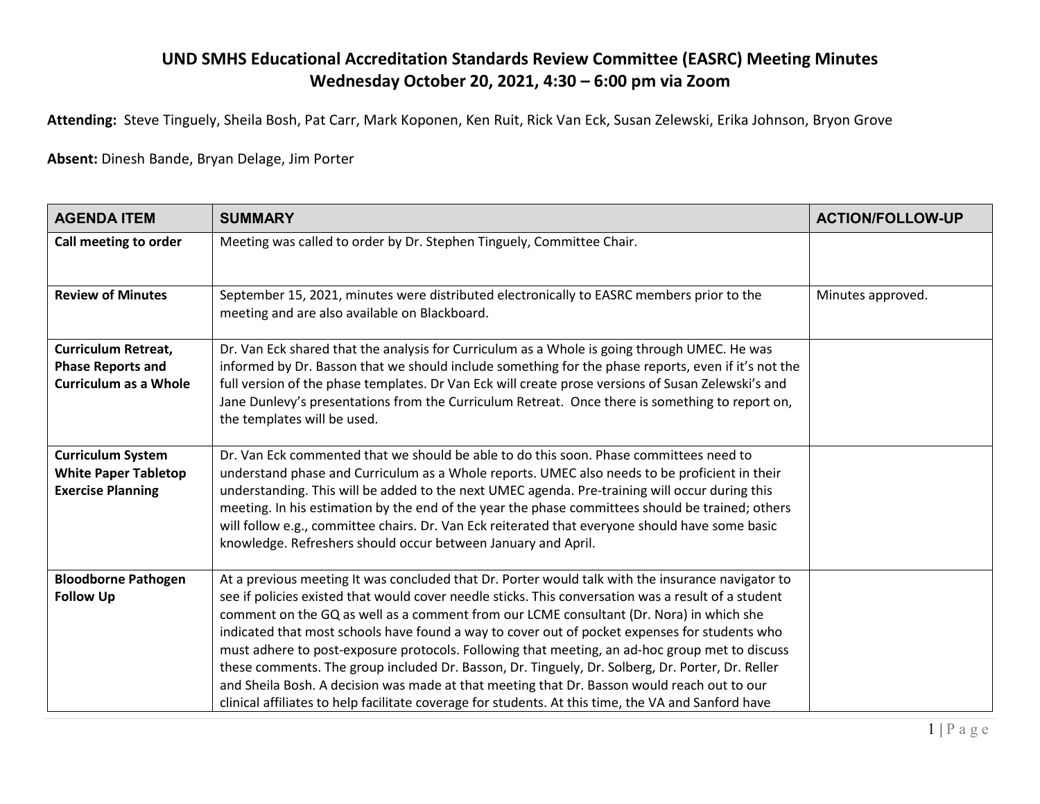# UND SMHS Educational Accreditation Standards Review Committee (EASRC) Meeting Minutes
## Wednesday October 20, 2021, 4:30 – 6:00 pm via Zoom

**Attending:** Steve Tinguely, Sheila Bosh, Pat Carr, Mark Koponen, Ken Ruit, Rick Van Eck, Susan Zelewski, Erika Johnson, Bryon Grove

**Absent:** Dinesh Bande, Bryan Delage, Jim Porter

| AGENDA ITEM | SUMMARY | ACTION/FOLLOW-UP |
|---|---|---|
| **Call meeting to order** | Meeting was called to order by Dr. Stephen Tinguely, Committee Chair. | |
| **Review of Minutes** | September 15, 2021, minutes were distributed electronically to EASRC members prior to the meeting and are also available on Blackboard. | Minutes approved. |
| **Curriculum Retreat, Phase Reports and Curriculum as a Whole** | Dr. Van Eck shared that the analysis for Curriculum as a Whole is going through UMEC. He was informed by Dr. Basson that we should include something for the phase reports, even if it's not the full version of the phase templates. Dr Van Eck will create prose versions of Susan Zelewski's and Jane Dunlevy's presentations from the Curriculum Retreat. Once there is something to report on, the templates will be used. | |
| **Curriculum System White Paper Tabletop Exercise Planning** | Dr. Van Eck commented that we should be able to do this soon. Phase committees need to understand phase and Curriculum as a Whole reports. UMEC also needs to be proficient in their understanding. This will be added to the next UMEC agenda. Pre-training will occur during this meeting. In his estimation by the end of the year the phase committees should be trained; others will follow e.g., committee chairs. Dr. Van Eck reiterated that everyone should have some basic knowledge. Refreshers should occur between January and April. | |
| **Bloodborne Pathogen Follow Up** | At a previous meeting It was concluded that Dr. Porter would talk with the insurance navigator to see if policies existed that would cover needle sticks. This conversation was a result of a student comment on the GQ as well as a comment from our LCME consultant (Dr. Nora) in which she indicated that most schools have found a way to cover out of pocket expenses for students who must adhere to post-exposure protocols. Following that meeting, an ad-hoc group met to discuss these comments. The group included Dr. Basson, Dr. Tinguely, Dr. Solberg, Dr. Porter, Dr. Reller and Sheila Bosh. A decision was made at that meeting that Dr. Basson would reach out to our clinical affiliates to help facilitate coverage for students. At this time, the VA and Sanford have | |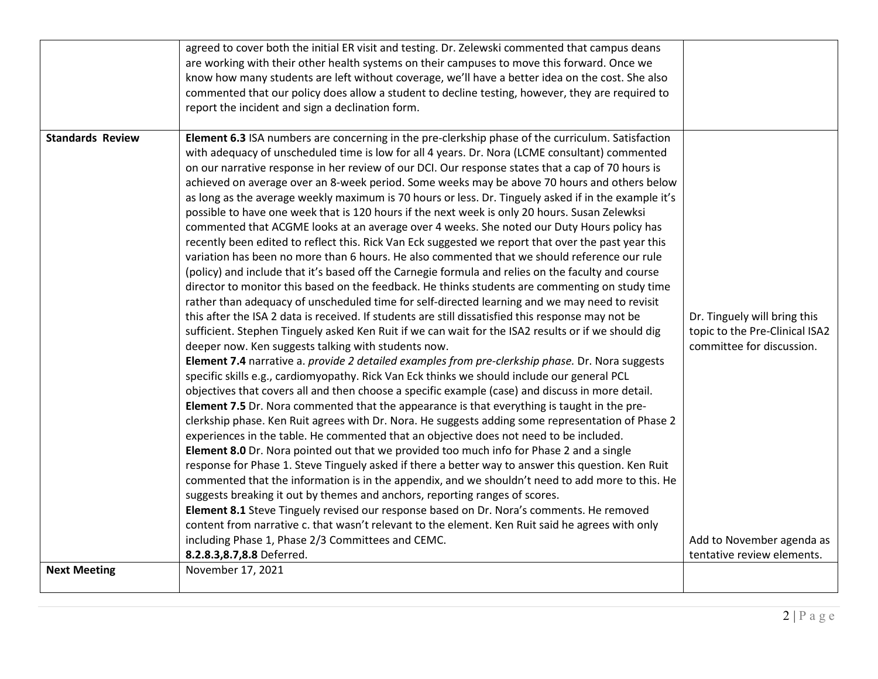| | | |
|---|---|---|
| | agreed to cover both the initial ER visit and testing. Dr. Zelewski commented that campus deans are working with their other health systems on their campuses to move this forward. Once we know how many students are left without coverage, we'll have a better idea on the cost. She also commented that our policy does allow a student to decline testing, however, they are required to report the incident and sign a declination form. | |
| **Standards Review** | **Element 6.3** ISA numbers are concerning in the pre-clerkship phase of the curriculum. Satisfaction with adequacy of unscheduled time is low for all 4 years. Dr. Nora (LCME consultant) commented on our narrative response in her review of our DCI. Our response states that a cap of 70 hours is achieved on average over an 8-week period. Some weeks may be above 70 hours and others below as long as the average weekly maximum is 70 hours or less. Dr. Tinguely asked if in the example it's possible to have one week that is 120 hours if the next week is only 20 hours. Susan Zelewksi commented that ACGME looks at an average over 4 weeks. She noted our Duty Hours policy has recently been edited to reflect this. Rick Van Eck suggested we report that over the past year this variation has been no more than 6 hours. He also commented that we should reference our rule (policy) and include that it's based off the Carnegie formula and relies on the faculty and course director to monitor this based on the feedback. He thinks students are commenting on study time rather than adequacy of unscheduled time for self-directed learning and we may need to revisit this after the ISA 2 data is received. If students are still dissatisfied this response may not be sufficient. Stephen Tinguely asked Ken Ruit if we can wait for the ISA2 results or if we should dig deeper now. Ken suggests talking with students now.<br>**Element 7.4** narrative a. *provide 2 detailed examples from pre-clerkship phase.* Dr. Nora suggests specific skills e.g., cardiomyopathy. Rick Van Eck thinks we should include our general PCL objectives that covers all and then choose a specific example (case) and discuss in more detail.<br>**Element 7.5** Dr. Nora commented that the appearance is that everything is taught in the pre-clerkship phase. Ken Ruit agrees with Dr. Nora. He suggests adding some representation of Phase 2 experiences in the table. He commented that an objective does not need to be included.<br>**Element 8.0** Dr. Nora pointed out that we provided too much info for Phase 2 and a single response for Phase 1. Steve Tinguely asked if there a better way to answer this question. Ken Ruit commented that the information is in the appendix, and we shouldn't need to add more to this. He suggests breaking it out by themes and anchors, reporting ranges of scores.<br>**Element 8.1** Steve Tinguely revised our response based on Dr. Nora's comments. He removed content from narrative c. that wasn't relevant to the element. Ken Ruit said he agrees with only including Phase 1, Phase 2/3 Committees and CEMC.<br>**8.2.8.3,8.7,8.8** Deferred. | Dr. Tinguely will bring this topic to the Pre-Clinical ISA2 committee for discussion.<br><br>Add to November agenda as tentative review elements. |
| **Next Meeting** | November 17, 2021 | |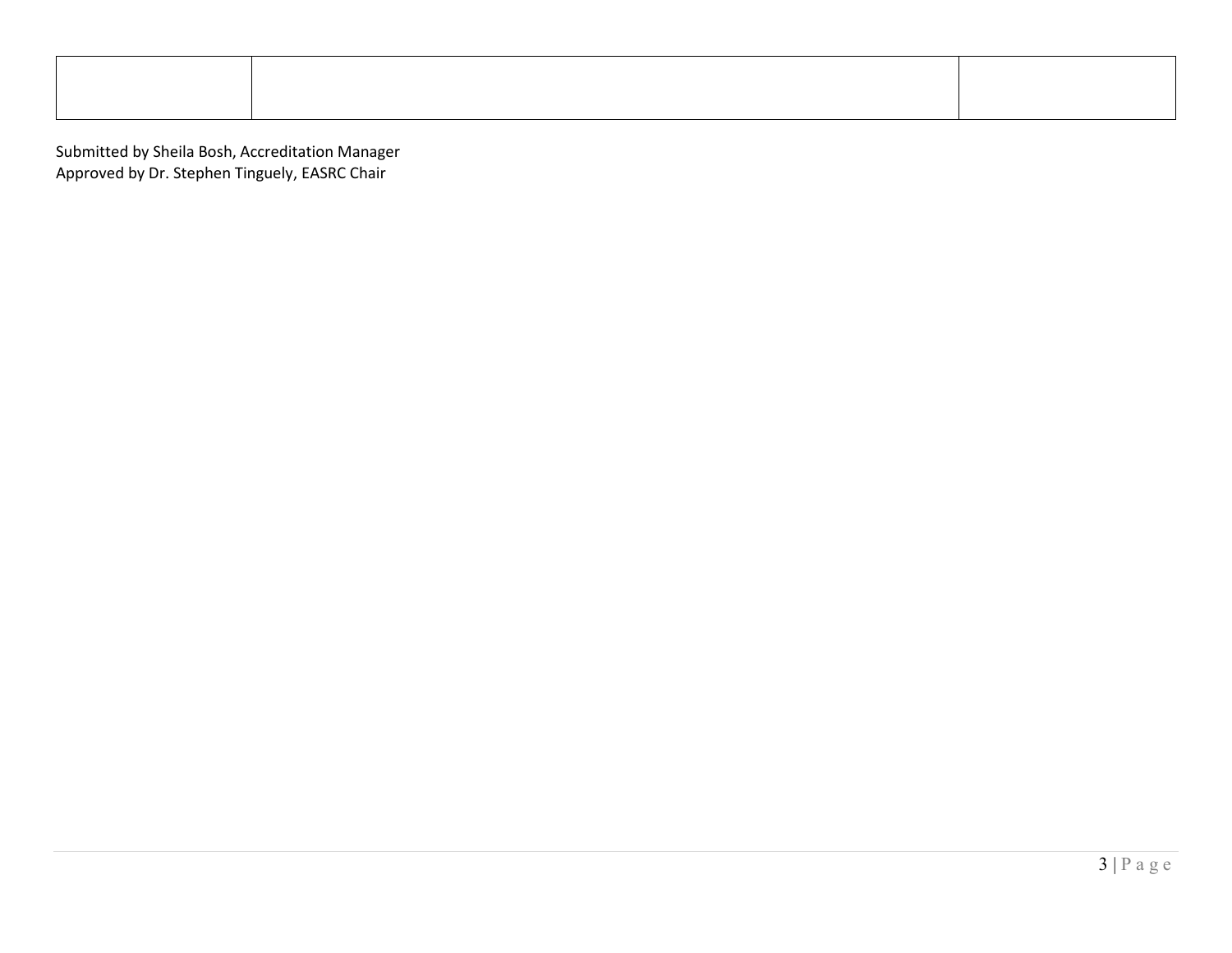| | | |
|---|---|---|
| | | |

Submitted by Sheila Bosh, Accreditation Manager
Approved by Dr. Stephen Tinguely, EASRC Chair